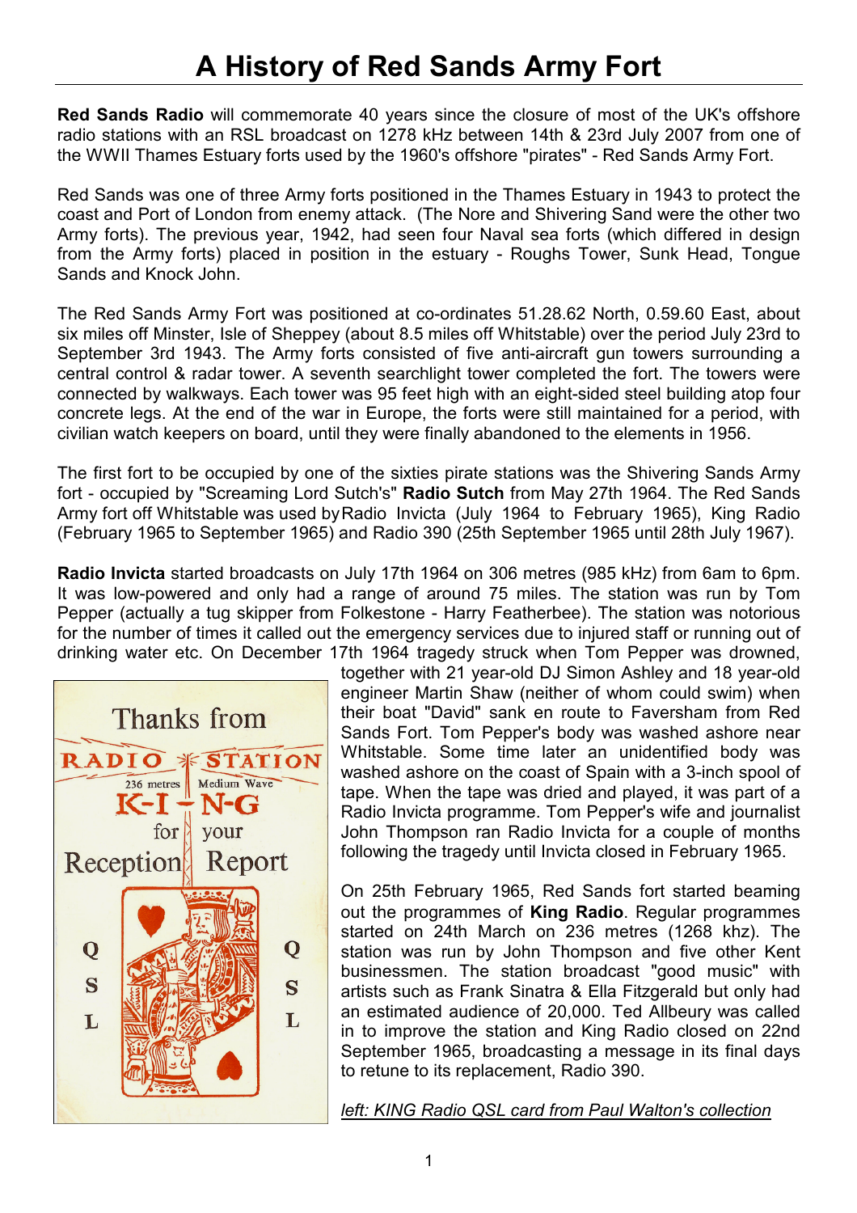# A History of Red Sands Army Fort

**Red Sands Radio** will commemorate 40 years since the closure of most of the UK's offshore radio stations with an RSL broadcast on 1278 kHz between 14th & 23rd July 2007 from one of the WWII Thames Estuary forts used by the 1960's offshore "pirates" - Red Sands Army Fort.

Red Sands was one of three Army forts positioned in the Thames Estuary in 1943 to protect the coast and Port of London from enemy attack. (The Nore and Shivering Sand were the other two Army forts). The previous year, 1942, had seen four Naval sea forts (which differed in design from the Army forts) placed in position in the estuary - Roughs Tower, Sunk Head, Tongue Sands and Knock John.

The Red Sands Army Fort was positioned at co-ordinates 51.28.62 North, 0.59.60 East, about six miles off Minster, Isle of Sheppey (about 8.5 miles off Whitstable) over the period July 23rd to September 3rd 1943. The Army forts consisted of five anti-aircraft gun towers surrounding a central control & radar tower. A seventh searchlight tower completed the fort. The towers were connected by walkways. Each tower was 95 feet high with an eight-sided steel building atop four concrete legs. At the end of the war in Europe, the forts were still maintained for a period, with civilian watch keepers on board, until they were finally abandoned to the elements in 1956.

The first fort to be occupied by one of the sixties pirate stations was the Shivering Sands Army fort - occupied by "Screaming Lord Sutch's" **Radio Sutch** from May 27th 1964. The Red Sands Army fort off Whitstable was used by Radio Invicta (July 1964 to February 1965), King Radio (February 1965 to September 1965) and Radio 390 (25th September 1965 until 28th July 1967).

**Radio Invicta** started broadcasts on July 17th 1964 on 306 metres (985 kHz) from 6am to 6pm. It was low-powered and only had a range of around 75 miles. The station was run by Tom Pepper (actually a tug skipper from Folkestone - Harry Featherbee). The station was notorious for the number of times it called out the emergency services due to injured staff or running out of drinking water etc. On December 17th 1964 tragedy struck when Tom Pepper was drowned, together with 21 year-old DJ Simon Ashley and 18 year-old engineer Martin Shaw (neither of whom could swim) when their boat "David" sank en route to Faversham from Red Sands Fort. Tom Pepper's body was washed ashore near Whitstable. Some time later an unidentified body was washed ashore on the coast of Spain with a 3-inch spool of tape. When the tape was dried and played, it was part of a Radio Invicta programme. Tom Pepper's wife and journalist John Thompson ran Radio Invicta for a couple of months following the tragedy until Invicta closed in February 1965.

On 25th February 1965, Red Sands fort started beaming out the programmes of **King Radio**. Regular programmes started on 24th March on 236 metres (1268 khz). The station was run by John Thompson and five other Kent businessmen. The station broadcast "good music" with artists such as Frank Sinatra & Ella Fitzgerald but only had an estimated audience of 20,000. Ted Allbeury was called in to improve the station and King Radio closed on 22nd September 1965, broadcasting a message in its final days to retune to its replacement, Radio 390.

*left: KING Radio QSL card from Paul Walton's collection*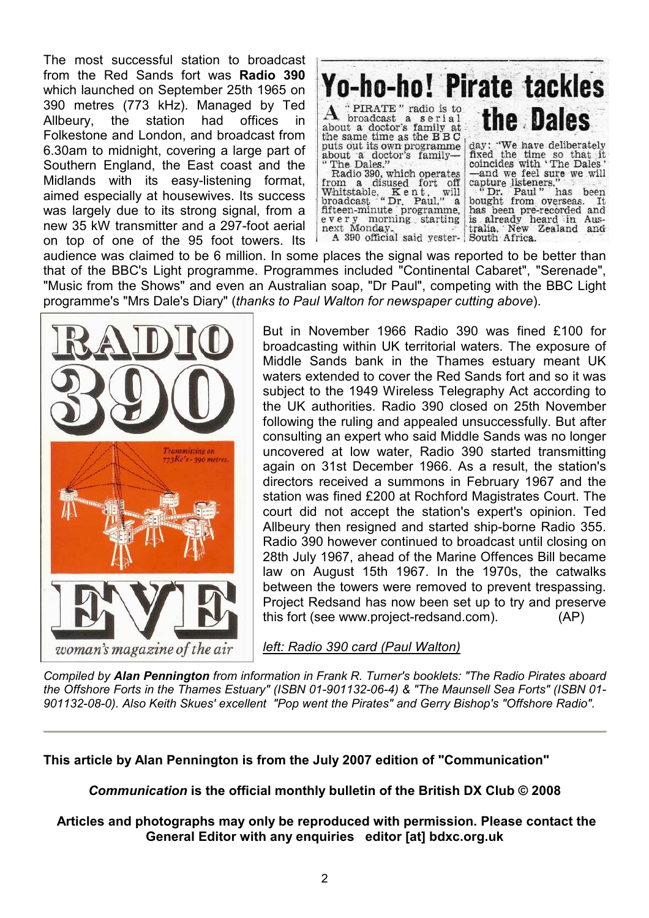The most successful station to broadcast from the Red Sands fort was **Radio 390** which launched on September 25th 1965 on 390 metres (773 kHz). Managed by Ted Allbeury, the station had offices in Folkestone and London, and broadcast from 6.30am to midnight, covering a large part of Southern England, the East coast and the Midlands with its easy-listening format, aimed especially at housewives. Its success was largely due to its strong signal, from a new 35 kW transmitter and a 297-foot aerial on top of one of the 95 foot towers. Its audience was claimed to be 6 million. In some places the signal was reported to be better than that of the BBC's Light programme. Programmes included "Continental Cabaret", "Serenade", "Music from the Shows" and even an Australian soap, "Dr Paul", competing with the BBC Light programme's "Mrs Dale's Diary" (*thanks to Paul Walton for newspaper cutting above*).

## Yo-ho-ho! Pirate tackles the Dales

A "PIRATE" radio is to broadcast a serial about a doctor's family at the same time as the BBC puts out its own programme about a doctor's family—"The Dales."

Radio 390, which operates from a disused fort off Whitstable, Kent, will broadcast "Dr. Paul," a fifteen-minute programme, every morning starting next Monday.

A 390 official said yesterday: "We have deliberately fixed the time so that it coincides with 'The Dales'—and we feel sure we will capture listeners."

"Dr. Paul" has been bought from overseas. It has been pre-recorded and is already heard in Australia, New Zealand and South Africa.

But in November 1966 Radio 390 was fined £100 for broadcasting within UK territorial waters. The exposure of Middle Sands bank in the Thames estuary meant UK waters extended to cover the Red Sands fort and so it was subject to the 1949 Wireless Telegraphy Act according to the UK authorities. Radio 390 closed on 25th November following the ruling and appealed unsuccessfully. But after consulting an expert who said Middle Sands was no longer uncovered at low water, Radio 390 started transmitting again on 31st December 1966. As a result, the station's directors received a summons in February 1967 and the station was fined £200 at Rochford Magistrates Court. The court did not accept the station's expert's opinion. Ted Allbeury then resigned and started ship-borne Radio 355. Radio 390 however continued to broadcast until closing on 28th July 1967, ahead of the Marine Offences Bill became law on August 15th 1967. In the 1970s, the catwalks between the towers were removed to prevent trespassing. Project Redsand has now been set up to try and preserve this fort (see www.project-redsand.com). (AP)

RADIO 390

Transmitting on 773Kc's - 390 metres.

EVE

woman's magazine of the air

*left: Radio 390 card (Paul Walton)*

*Compiled by **Alan Pennington** from information in Frank R. Turner's booklets: "The Radio Pirates aboard the Offshore Forts in the Thames Estuary" (ISBN 01-901132-06-4) & "The Maunsell Sea Forts" (ISBN 01-901132-08-0). Also Keith Skues' excellent "Pop went the Pirates" and Gerry Bishop's "Offshore Radio".*

---

**This article by Alan Pennington is from the July 2007 edition of "Communication"**

***Communication* is the official monthly bulletin of the British DX Club © 2008**

**Articles and photographs may only be reproduced with permission. Please contact the General Editor with any enquiries editor [at] bdxc.org.uk**